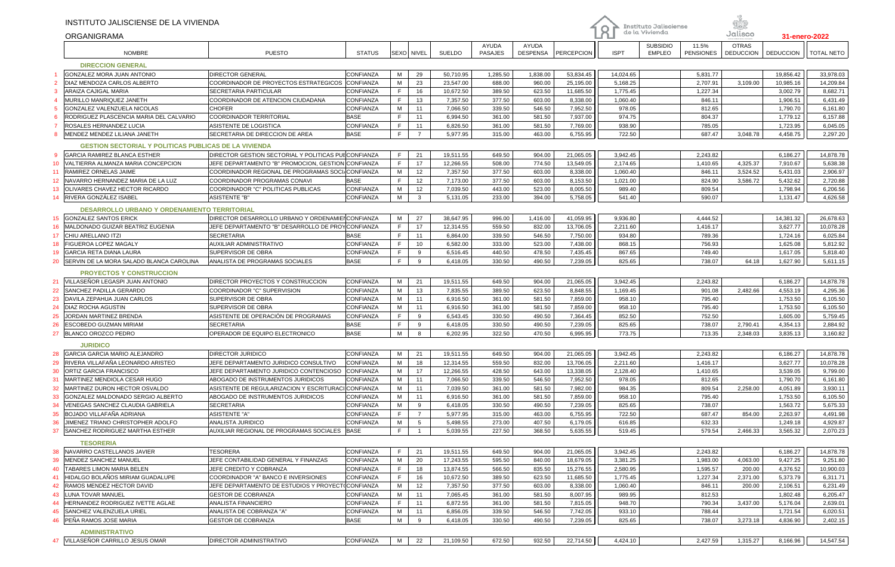INSTITUTO JALISCIENSE DE LA VIVIENDA

ORGANIGRAMA

31-enero-2022

| # | NOMBRE | PUESTO | STATUS | SEXO | NIVEL | SUELDO | AYUDA PASAJES | AYUDA DESPENSA | PERCEPCION | ISPT | SUBSIDIO EMPLEO | 11.5% PENSIONES | OTRAS DEDUCCION | DEDUCCION | TOTAL NETO |
|---|---|---|---|---|---|---|---|---|---|---|---|---|---|---|---|
| | **DIRECCION GENERAL** | | | | | | | | | | | | | | |
| 1 | GONZALEZ MORA JUAN ANTONIO | DIRECTOR GENERAL | CONFIANZA | M | 29 | 50,710.95 | 1,285.50 | 1,838.00 | 53,834.45 | 14,024.65 | | 5,831.77 | | 19,856.42 | 33,978.03 |
| 2 | DIAZ MENDOZA CARLOS ALBERTO | COORDINADOR DE PROYECTOS ESTRATEGICOS | CONFIANZA | M | 23 | 23,547.00 | 688.00 | 960.00 | 25,195.00 | 5,168.25 | | 2,707.91 | 3,109.00 | 10,985.16 | 14,209.84 |
| 3 | ARAIZA CAJIGAL MARIA | SECRETARIA PARTICULAR | CONFIANZA | F | 16 | 10,672.50 | 389.50 | 623.50 | 11,685.50 | 1,775.45 | | 1,227.34 | | 3,002.79 | 8,682.71 |
| 4 | MURILLO MANRIQUEZ JANETH | COORDINADOR DE ATENCION CIUDADANA | CONFIANZA | F | 13 | 7,357.50 | 377.50 | 603.00 | 8,338.00 | 1,060.40 | | 846.11 | | 1,906.51 | 6,431.49 |
| 5 | GONZALEZ VALENZUELA NICOLAS | CHOFER | CONFIANZA | M | 11 | 7,066.50 | 339.50 | 546.50 | 7,952.50 | 978.05 | | 812.65 | | 1,790.70 | 6,161.80 |
| 6 | RODRIGUEZ PLASCENCIA MARIA DEL CALVARIO | COORDINADOR TERRITORIAL | BASE | F | 11 | 6,994.50 | 361.00 | 581.50 | 7,937.00 | 974.75 | | 804.37 | | 1,779.12 | 6,157.88 |
| 7 | ROSALES HERNANDEZ LUCIA | ASISTENTE DE LOGISTICA | CONFIANZA | F | 11 | 6,826.50 | 361.00 | 581.50 | 7,769.00 | 938.90 | | 785.05 | | 1,723.95 | 6,045.05 |
| 8 | MENDEZ MENDEZ LILIANA JANETH | SECRETARIA DE DIRECCION DE AREA | BASE | F | 7 | 5,977.95 | 315.00 | 463.00 | 6,755.95 | 722.50 | | 687.47 | 3,048.78 | 4,458.75 | 2,297.20 |
| | **GESTION SECTORIAL Y POLITICAS PUBLICAS DE LA VIVIENDA** | | | | | | | | | | | | | | |
| 9 | GARCIA RAMIREZ BLANCA ESTHER | DIRECTOR GESTION SECTORIAL Y POLITICAS PUI | CONFIANZA | F | 21 | 19,511.55 | 649.50 | 904.00 | 21,065.05 | 3,942.45 | | 2,243.82 | | 6,186.27 | 14,878.78 |
| 10 | VALTIERRA ALMANZA MARIA CONCEPCION | JEFE DEPARTAMENTO "B" PROMOCION, GESTION | CONFIANZA | F | 17 | 12,266.55 | 508.00 | 774.50 | 13,549.05 | 2,174.65 | | 1,410.65 | 4,325.37 | 7,910.67 | 5,638.38 |
| 11 | RAMIREZ ORNELAS JAIME | COORDINADOR REGIONAL DE PROGRAMAS SOCI | CONFIANZA | M | 12 | 7,357.50 | 377.50 | 603.00 | 8,338.00 | 1,060.40 | | 846.11 | 3,524.52 | 5,431.03 | 2,906.97 |
| 12 | NAVARRO HERNANDEZ MARIA DE LA LUZ | COORDINADOR PROGRAMAS CONAVI | BASE | F | 12 | 7,173.00 | 377.50 | 603.00 | 8,153.50 | 1,021.00 | | 824.90 | 3,586.72 | 5,432.62 | 2,720.88 |
| 13 | OLIVARES CHAVEZ HECTOR RICARDO | COORDINADOR "C" POLITICAS PUBLICAS | CONFIANZA | M | 12 | 7,039.50 | 443.00 | 523.00 | 8,005.50 | 989.40 | | 809.54 | | 1,798.94 | 6,206.56 |
| 14 | RIVERA GONZÁLEZ ISABEL | ASISTENTE "B" | CONFIANZA | M | 3 | 5,131.05 | 233.00 | 394.00 | 5,758.05 | 541.40 | | 590.07 | | 1,131.47 | 4,626.58 |
| | **DESARROLLO URBANO Y ORDENAMIENTO TERRITORIAL** | | | | | | | | | | | | | | |
| 15 | GONZALEZ SANTOS ERICK | DIRECTOR DESARROLLO URBANO Y ORDENAMIEN | CONFIANZA | M | 27 | 38,647.95 | 996.00 | 1,416.00 | 41,059.95 | 9,936.80 | | 4,444.52 | | 14,381.32 | 26,678.63 |
| 16 | MALDONADO GUIZAR BEATRIZ EUGENIA | JEFE DEPARTAMENTO "B" DESARROLLO DE PROY | CONFIANZA | F | 17 | 12,314.55 | 559.50 | 832.00 | 13,706.05 | 2,211.60 | | 1,416.17 | | 3,627.77 | 10,078.28 |
| 17 | CHIU ARELLANO ITZI | SECRETARIA | BASE | F | 11 | 6,864.00 | 339.50 | 546.50 | 7,750.00 | 934.80 | | 789.36 | | 1,724.16 | 6,025.84 |
| 18 | FIGUEROA LOPEZ MAGALY | AUXILIAR ADMINISTRATIVO | CONFIANZA | F | 10 | 6,582.00 | 333.00 | 523.00 | 7,438.00 | 868.15 | | 756.93 | | 1,625.08 | 5,812.92 |
| 19 | GARCIA RETA DIANA LAURA | SUPERVISOR DE OBRA | CONFIANZA | F | 9 | 6,516.45 | 440.50 | 478.50 | 7,435.45 | 867.65 | | 749.40 | | 1,617.05 | 5,818.40 |
| 20 | SERVIN DE LA MORA SALADO BLANCA CAROLINA | ANALISTA DE PROGRAMAS SOCIALES | BASE | F | 9 | 6,418.05 | 330.50 | 490.50 | 7,239.05 | 825.65 | | 738.07 | 64.18 | 1,627.90 | 5,611.15 |
| | **PROYECTOS Y CONSTRUCCION** | | | | | | | | | | | | | | |
| 21 | VILLASEÑOR LEGASPI JUAN ANTONIO | DIRECTOR PROYECTOS Y CONSTRUCCION | CONFIANZA | M | 21 | 19,511.55 | 649.50 | 904.00 | 21,065.05 | 3,942.45 | | 2,243.82 | | 6,186.27 | 14,878.78 |
| 22 | SANCHEZ PADILLA GERARDO | COORDINADOR "C" SUPERVISION | CONFIANZA | M | 13 | 7,835.55 | 389.50 | 623.50 | 8,848.55 | 1,169.45 | | 901.08 | 2,482.66 | 4,553.19 | 4,295.36 |
| 23 | DAVILA ZEPAHUA JUAN CARLOS | SUPERVISOR DE OBRA | CONFIANZA | M | 11 | 6,916.50 | 361.00 | 581.50 | 7,859.00 | 958.10 | | 795.40 | | 1,753.50 | 6,105.50 |
| 24 | DIAZ ROCHA AGUSTIN | SUPERVISOR DE OBRA | CONFIANZA | M | 11 | 6,916.50 | 361.00 | 581.50 | 7,859.00 | 958.10 | | 795.40 | | 1,753.50 | 6,105.50 |
| 25 | JORDAN MARTINEZ BRENDA | ASISTENTE DE OPERACIÓN DE PROGRAMAS | CONFIANZA | F | 9 | 6,543.45 | 330.50 | 490.50 | 7,364.45 | 852.50 | | 752.50 | | 1,605.00 | 5,759.45 |
| 26 | ESCOBEDO GUZMAN MIRIAM | SECRETARIA | BASE | F | 9 | 6,418.05 | 330.50 | 490.50 | 7,239.05 | 825.65 | | 738.07 | 2,790.41 | 4,354.13 | 2,884.92 |
| 27 | BLANCO OROZCO PEDRO | OPERADOR DE EQUIPO ELECTRONICO | BASE | M | 8 | 6,202.95 | 322.50 | 470.50 | 6,995.95 | 773.75 | | 713.35 | 2,348.03 | 3,835.13 | 3,160.82 |
| | **JURIDICO** | | | | | | | | | | | | | | |
| 28 | GARCIA GARCIA MARIO ALEJANDRO | DIRECTOR JURIDICO | CONFIANZA | M | 21 | 19,511.55 | 649.50 | 904.00 | 21,065.05 | 3,942.45 | | 2,243.82 | | 6,186.27 | 14,878.78 |
| 29 | RIVERA VILLAFAÑA LEONARDO ARISTEO | JEFE DEPARTAMENTO JURIDICO CONSULTIVO | CONFIANZA | M | 18 | 12,314.55 | 559.50 | 832.00 | 13,706.05 | 2,211.60 | | 1,416.17 | | 3,627.77 | 10,078.28 |
| 30 | ORTIZ GARCIA FRANCISCO | JEFE DEPARTAMENTO JURIDICO CONTENCIOSO | CONFIANZA | M | 17 | 12,266.55 | 428.50 | 643.00 | 13,338.05 | 2,128.40 | | 1,410.65 | | 3,539.05 | 9,799.00 |
| 31 | MARTINEZ MENDIOLA CESAR HUGO | ABOGADO DE INSTRUMENTOS JURIDICOS | CONFIANZA | M | 11 | 7,066.50 | 339.50 | 546.50 | 7,952.50 | 978.05 | | 812.65 | | 1,790.70 | 6,161.80 |
| 32 | MARTINEZ DURON HECTOR OSVALDO | ASISTENTE DE REGULARIZACION Y ESCRITURACI | CONFIANZA | M | 11 | 7,039.50 | 361.00 | 581.50 | 7,982.00 | 984.35 | | 809.54 | 2,258.00 | 4,051.89 | 3,930.11 |
| 33 | GONZALEZ MALDONADO SERGIO ALBERTO | ABOGADO DE INSTRUMENTOS JURIDICOS | CONFIANZA | M | 11 | 6,916.50 | 361.00 | 581.50 | 7,859.00 | 958.10 | | 795.40 | | 1,753.50 | 6,105.50 |
| 34 | VENEGAS SANCHEZ CLAUDIA GABRIELA | SECRETARIA | CONFIANZA | M | 9 | 6,418.05 | 330.50 | 490.50 | 7,239.05 | 825.65 | | 738.07 | | 1,563.72 | 5,675.33 |
| 35 | BOJADO VILLAFAÑA ADRIANA | ASISTENTE "A" | CONFIANZA | F | 7 | 5,977.95 | 315.00 | 463.00 | 6,755.95 | 722.50 | | 687.47 | 854.00 | 2,263.97 | 4,491.98 |
| 36 | JIMENEZ TRIANO CHRISTOPHER ADOLFO | ANALISTA JURIDICO | CONFIANZA | M | 5 | 5,498.55 | 273.00 | 407.50 | 6,179.05 | 616.85 | | 632.33 | | 1,249.18 | 4,929.87 |
| 37 | SANCHEZ RODRIGUEZ MARTHA ESTHER | AUXILIAR REGIONAL DE PROGRAMAS SOCIALES | BASE | F | 1 | 5,039.55 | 227.50 | 368.50 | 5,635.55 | 519.45 | | 579.54 | 2,466.33 | 3,565.32 | 2,070.23 |
| | **TESORERIA** | | | | | | | | | | | | | | |
| 38 | NAVARRO CASTELLANOS JAVIER | TESORERA | CONFIANZA | F | 21 | 19,511.55 | 649.50 | 904.00 | 21,065.05 | 3,942.45 | | 2,243.82 | | 6,186.27 | 14,878.78 |
| 39 | MENDEZ SANCHEZ MANUEL | JEFE CONTABILIDAD GENERAL Y FINANZAS | CONFIANZA | M | 20 | 17,243.55 | 595.50 | 840.00 | 18,679.05 | 3,381.25 | | 1,983.00 | 4,063.00 | 9,427.25 | 9,251.80 |
| 40 | TABARES LIMON MARIA BELEN | JEFE CREDITO Y COBRANZA | CONFIANZA | F | 18 | 13,874.55 | 566.50 | 835.50 | 15,276.55 | 2,580.95 | | 1,595.57 | 200.00 | 4,376.52 | 10,900.03 |
| 41 | HIDALGO BOLAÑOS MIRIAM GUADALUPE | COORDINADOR "A" BANCO E INVERSIONES | CONFIANZA | F | 16 | 10,672.50 | 389.50 | 623.50 | 11,685.50 | 1,775.45 | | 1,227.34 | 2,371.00 | 5,373.79 | 6,311.71 |
| 42 | RAMOS MENDEZ HECTOR DAVID | JEFE DEPARTAMENTO DE ESTUDIOS Y PROYECT | CONFIANZA | M | 12 | 7,357.50 | 377.50 | 603.00 | 8,338.00 | 1,060.40 | | 846.11 | 200.00 | 2,106.51 | 6,231.49 |
| 43 | LUNA TOVAR MANUEL | GESTOR DE COBRANZA | CONFIANZA | M | 11 | 7,065.45 | 361.00 | 581.50 | 8,007.95 | 989.95 | | 812.53 | | 1,802.48 | 6,205.47 |
| 44 | HERNANDEZ RODRIGUEZ IVETTE AGLAE | ANALISTA FINANCIERO | CONFIANZA | F | 11 | 6,872.55 | 361.00 | 581.50 | 7,815.05 | 948.70 | | 790.34 | 3,437.00 | 5,176.04 | 2,639.01 |
| 45 | SANCHEZ VALENZUELA URIEL | ANALISTA DE COBRANZA "A" | CONFIANZA | M | 11 | 6,856.05 | 339.50 | 546.50 | 7,742.05 | 933.10 | | 788.44 | | 1,721.54 | 6,020.51 |
| 46 | PEÑA RAMOS JOSE MARIA | GESTOR DE COBRANZA | BASE | M | 9 | 6,418.05 | 330.50 | 490.50 | 7,239.05 | 825.65 | | 738.07 | 3,273.18 | 4,836.90 | 2,402.15 |
| | **ADMINISTRATIVO** | | | | | | | | | | | | | | |
| 47 | VILLASEÑOR CARRILLO JESUS OMAR | DIRECTOR ADMINISTRATIVO | CONFIANZA | M | 22 | 21,109.50 | 672.50 | 932.50 | 22,714.50 | 4,424.10 | | 2,427.59 | 1,315.27 | 8,166.96 | 14,547.54 |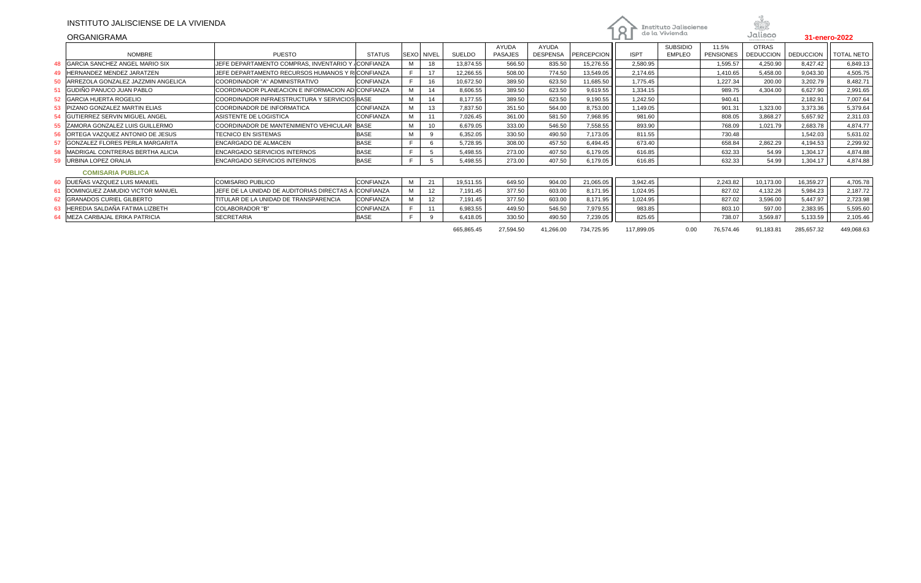INSTITUTO JALISCIENSE DE LA VIVIENDA

ORGANIGRAMA

Instituto Jalisciense de la Vivienda

Jalisco

**31-enero-2022**

| | NOMBRE | PUESTO | STATUS | SEXO | NIVEL | SUELDO | AYUDA PASAJES | AYUDA DESPENSA | PERCEPCION | ISPT | SUBSIDIO EMPLEO | 11.5% PENSIONES | OTRAS DEDUCCION | DEDUCCION | TOTAL NETO |
|---|---|---|---|---|---|---|---|---|---|---|---|---|---|---|---|
| 48 | GARCIA SANCHEZ ANGEL MARIO SIX | JEFE DEPARTAMENTO COMPRAS, INVENTARIO Y A | CONFIANZA | M | 18 | 13,874.55 | 566.50 | 835.50 | 15,276.55 | 2,580.95 | | 1,595.57 | 4,250.90 | 8,427.42 | 6,849.13 |
| 49 | HERNANDEZ MENDEZ JARATZEN | JEFE DEPARTAMENTO RECURSOS HUMANOS Y R | CONFIANZA | F | 17 | 12,266.55 | 508.00 | 774.50 | 13,549.05 | 2,174.65 | | 1,410.65 | 5,458.00 | 9,043.30 | 4,505.75 |
| 50 | ARREZOLA GONZALEZ JAZZMIN ANGELICA | COORDINADOR "A" ADMINISTRATIVO | CONFIANZA | F | 16 | 10,672.50 | 389.50 | 623.50 | 11,685.50 | 1,775.45 | | 1,227.34 | 200.00 | 3,202.79 | 8,482.71 |
| 51 | GUDIÑO PANUCO JUAN PABLO | COORDINADOR PLANEACION E INFORMACION AD | CONFIANZA | M | 14 | 8,606.55 | 389.50 | 623.50 | 9,619.55 | 1,334.15 | | 989.75 | 4,304.00 | 6,627.90 | 2,991.65 |
| 52 | GARCIA HUERTA ROGELIO | COORDINADOR INFRAESTRUCTURA Y SERVICIOS | BASE | M | 14 | 8,177.55 | 389.50 | 623.50 | 9,190.55 | 1,242.50 | | 940.41 | | 2,182.91 | 7,007.64 |
| 53 | PIZANO GONZALEZ MARTIN ELIAS | COORDINADOR DE INFORMATICA | CONFIANZA | M | 13 | 7,837.50 | 351.50 | 564.00 | 8,753.00 | 1,149.05 | | 901.31 | 1,323.00 | 3,373.36 | 5,379.64 |
| 54 | GUTIERREZ SERVIN MIGUEL ANGEL | ASISTENTE DE LOGISTICA | CONFIANZA | M | 11 | 7,026.45 | 361.00 | 581.50 | 7,968.95 | 981.60 | | 808.05 | 3,868.27 | 5,657.92 | 2,311.03 |
| 55 | ZAMORA GONZALEZ LUIS GUILLERMO | COORDINADOR DE MANTENIMIENTO VEHICULAR | BASE | M | 10 | 6,679.05 | 333.00 | 546.50 | 7,558.55 | 893.90 | | 768.09 | 1,021.79 | 2,683.78 | 4,874.77 |
| 56 | ORTEGA VAZQUEZ ANTONIO DE JESUS | TECNICO EN SISTEMAS | BASE | M | 9 | 6,352.05 | 330.50 | 490.50 | 7,173.05 | 811.55 | | 730.48 | | 1,542.03 | 5,631.02 |
| 57 | GONZALEZ FLORES PERLA MARGARITA | ENCARGADO DE ALMACEN | BASE | F | 6 | 5,728.95 | 308.00 | 457.50 | 6,494.45 | 673.40 | | 658.84 | 2,862.29 | 4,194.53 | 2,299.92 |
| 58 | MADRIGAL CONTRERAS BERTHA ALICIA | ENCARGADO SERVICIOS INTERNOS | BASE | F | 5 | 5,498.55 | 273.00 | 407.50 | 6,179.05 | 616.85 | | 632.33 | 54.99 | 1,304.17 | 4,874.88 |
| 59 | URBINA LOPEZ ORALIA | ENCARGADO SERVICIOS INTERNOS | BASE | F | 5 | 5,498.55 | 273.00 | 407.50 | 6,179.05 | 616.85 | | 632.33 | 54.99 | 1,304.17 | 4,874.88 |
| | **COMISARIA PUBLICA** | | | | | | | | | | | | | | |
| 60 | DUEÑAS VAZQUEZ LUIS MANUEL | COMISARIO PUBLICO | CONFIANZA | M | 21 | 19,511.55 | 649.50 | 904.00 | 21,065.05 | 3,942.45 | | 2,243.82 | 10,173.00 | 16,359.27 | 4,705.78 |
| 61 | DOMINGUEZ ZAMUDIO VICTOR MANUEL | JEFE DE LA UNIDAD DE AUDITORIAS DIRECTAS A | CONFIANZA | M | 12 | 7,191.45 | 377.50 | 603.00 | 8,171.95 | 1,024.95 | | 827.02 | 4,132.26 | 5,984.23 | 2,187.72 |
| 62 | GRANADOS CURIEL GILBERTO | TITULAR DE LA UNIDAD DE TRANSPARENCIA | CONFIANZA | M | 12 | 7,191.45 | 377.50 | 603.00 | 8,171.95 | 1,024.95 | | 827.02 | 3,596.00 | 5,447.97 | 2,723.98 |
| 63 | HEREDIA SALDAÑA FATIMA LIZBETH | COLABORADOR "B" | CONFIANZA | F | 11 | 6,983.55 | 449.50 | 546.50 | 7,979.55 | 983.85 | | 803.10 | 597.00 | 2,383.95 | 5,595.60 |
| 64 | MEZA CARBAJAL ERIKA PATRICIA | SECRETARIA | BASE | F | 9 | 6,418.05 | 330.50 | 490.50 | 7,239.05 | 825.65 | | 738.07 | 3,569.87 | 5,133.59 | 2,105.46 |
| | | | | | | 665,865.45 | 27,594.50 | 41,266.00 | 734,725.95 | 117,899.05 | 0.00 | 76,574.46 | 91,183.81 | 285,657.32 | 449,068.63 |